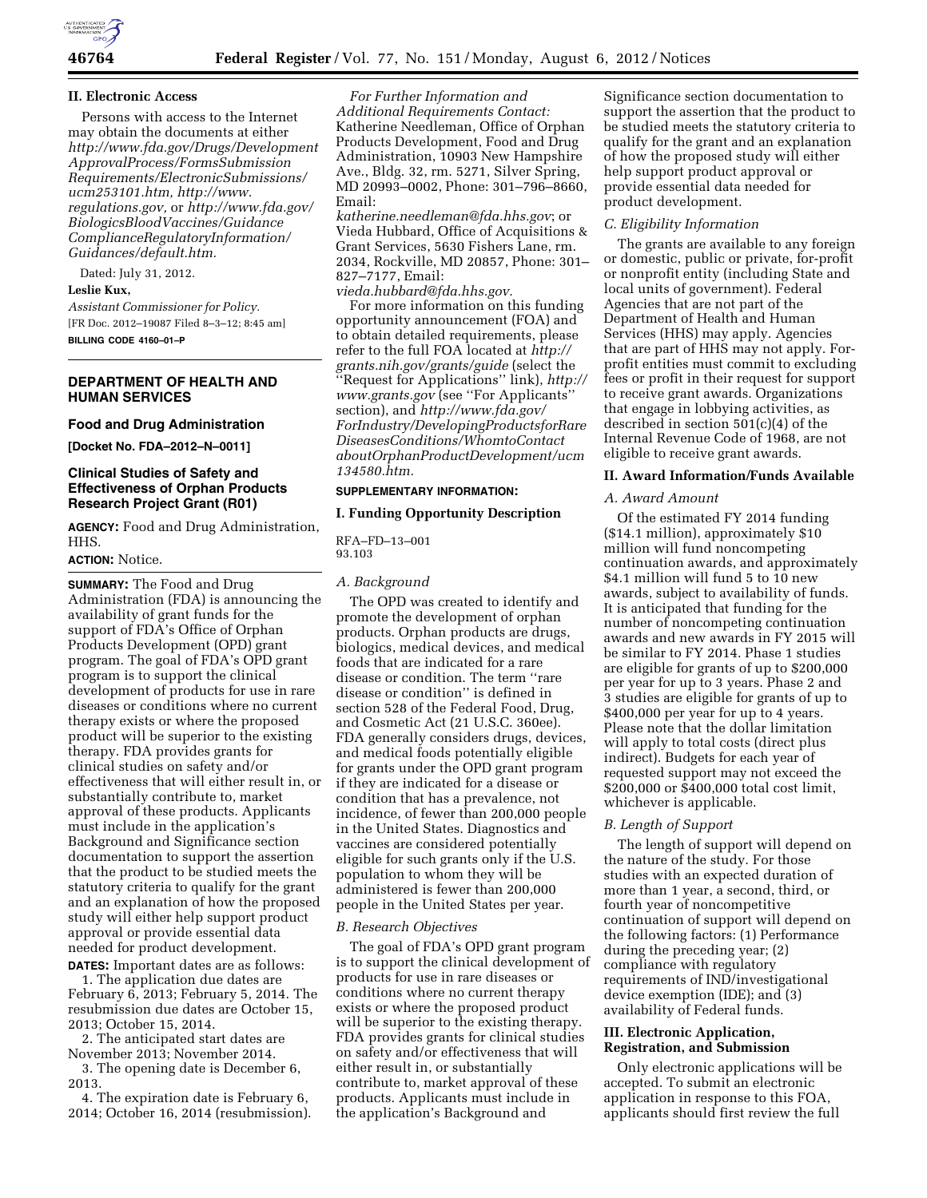## II. Electronic Access

Persons with access to the Internet may obtain the documents at either *http://www.fda.gov/Drugs/DevelopmentApprovalProcess/FormsSubmissionRequirements/ElectronicSubmissions/ucm253101.htm, http://www.regulations.gov,* or *http://www.fda.gov/BiologicsBloodVaccines/GuidanceComplianceRegulatoryInformation/Guidances/default.htm.*

Dated: July 31, 2012.

**Leslie Kux,**

*Assistant Commissioner for Policy.*

[FR Doc. 2012–19087 Filed 8–3–12; 8:45 am]

**BILLING CODE 4160–01–P**

---

## DEPARTMENT OF HEALTH AND HUMAN SERVICES

### Food and Drug Administration

**[Docket No. FDA–2012–N–0011]**

### Clinical Studies of Safety and Effectiveness of Orphan Products Research Project Grant (R01)

**AGENCY:** Food and Drug Administration, HHS.

**ACTION:** Notice.

**SUMMARY:** The Food and Drug Administration (FDA) is announcing the availability of grant funds for the support of FDA's Office of Orphan Products Development (OPD) grant program. The goal of FDA's OPD grant program is to support the clinical development of products for use in rare diseases or conditions where no current therapy exists or where the proposed product will be superior to the existing therapy. FDA provides grants for clinical studies on safety and/or effectiveness that will either result in, or substantially contribute to, market approval of these products. Applicants must include in the application's Background and Significance section documentation to support the assertion that the product to be studied meets the statutory criteria to qualify for the grant and an explanation of how the proposed study will either help support product approval or provide essential data needed for product development.

**DATES:** Important dates are as follows:

1. The application due dates are February 6, 2013; February 5, 2014. The resubmission due dates are October 15, 2013; October 15, 2014.

2. The anticipated start dates are November 2013; November 2014.

3. The opening date is December 6, 2013.

4. The expiration date is February 6, 2014; October 16, 2014 (resubmission).

*For Further Information and Additional Requirements Contact:* Katherine Needleman, Office of Orphan Products Development, Food and Drug Administration, 10903 New Hampshire Ave., Bldg. 32, rm. 5271, Silver Spring, MD 20993–0002, Phone: 301–796–8660, Email: *katherine.needleman@fda.hhs.gov*; or Vieda Hubbard, Office of Acquisitions & Grant Services, 5630 Fishers Lane, rm. 2034, Rockville, MD 20857, Phone: 301–827–7177, Email: *vieda.hubbard@fda.hhs.gov.*

For more information on this funding opportunity announcement (FOA) and to obtain detailed requirements, please refer to the full FOA located at *http://grants.nih.gov/grants/guide* (select the ''Request for Applications'' link), *http://www.grants.gov* (see ''For Applicants'' section), and *http://www.fda.gov/ForIndustry/DevelopingProductsforRareDiseasesConditions/WhomtoContactaboutOrphanProductDevelopment/ucm134580.htm.*

**SUPPLEMENTARY INFORMATION:**

### I. Funding Opportunity Description

RFA–FD–13–001
93.103

#### *A. Background*

The OPD was created to identify and promote the development of orphan products. Orphan products are drugs, biologics, medical devices, and medical foods that are indicated for a rare disease or condition. The term ''rare disease or condition'' is defined in section 528 of the Federal Food, Drug, and Cosmetic Act (21 U.S.C. 360ee). FDA generally considers drugs, devices, and medical foods potentially eligible for grants under the OPD grant program if they are indicated for a disease or condition that has a prevalence, not incidence, of fewer than 200,000 people in the United States. Diagnostics and vaccines are considered potentially eligible for such grants only if the U.S. population to whom they will be administered is fewer than 200,000 people in the United States per year.

#### *B. Research Objectives*

The goal of FDA's OPD grant program is to support the clinical development of products for use in rare diseases or conditions where no current therapy exists or where the proposed product will be superior to the existing therapy. FDA provides grants for clinical studies on safety and/or effectiveness that will either result in, or substantially contribute to, market approval of these products. Applicants must include in the application's Background and Significance section documentation to support the assertion that the product to be studied meets the statutory criteria to qualify for the grant and an explanation of how the proposed study will either help support product approval or provide essential data needed for product development.

#### *C. Eligibility Information*

The grants are available to any foreign or domestic, public or private, for-profit or nonprofit entity (including State and local units of government). Federal Agencies that are not part of the Department of Health and Human Services (HHS) may apply. Agencies that are part of HHS may not apply. For-profit entities must commit to excluding fees or profit in their request for support to receive grant awards. Organizations that engage in lobbying activities, as described in section 501(c)(4) of the Internal Revenue Code of 1968, are not eligible to receive grant awards.

### II. Award Information/Funds Available

#### *A. Award Amount*

Of the estimated FY 2014 funding ($14.1 million), approximately $10 million will fund noncompeting continuation awards, and approximately $4.1 million will fund 5 to 10 new awards, subject to availability of funds. It is anticipated that funding for the number of noncompeting continuation awards and new awards in FY 2015 will be similar to FY 2014. Phase 1 studies are eligible for grants of up to $200,000 per year for up to 3 years. Phase 2 and 3 studies are eligible for grants of up to $400,000 per year for up to 4 years. Please note that the dollar limitation will apply to total costs (direct plus indirect). Budgets for each year of requested support may not exceed the $200,000 or $400,000 total cost limit, whichever is applicable.

#### *B. Length of Support*

The length of support will depend on the nature of the study. For those studies with an expected duration of more than 1 year, a second, third, or fourth year of noncompetitive continuation of support will depend on the following factors: (1) Performance during the preceding year; (2) compliance with regulatory requirements of IND/investigational device exemption (IDE); and (3) availability of Federal funds.

### III. Electronic Application, Registration, and Submission

Only electronic applications will be accepted. To submit an electronic application in response to this FOA, applicants should first review the full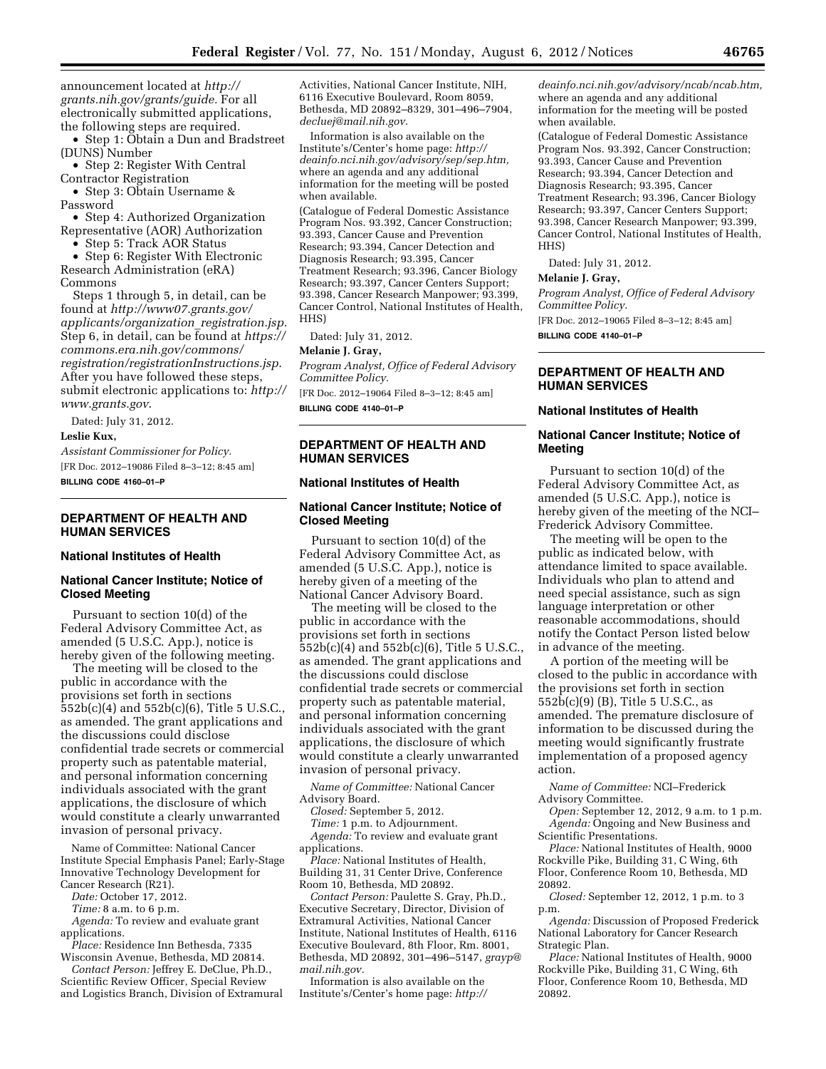announcement located at *http://grants.nih.gov/grants/guide.* For all electronically submitted applications, the following steps are required.

- Step 1: Obtain a Dun and Bradstreet (DUNS) Number
- Step 2: Register With Central Contractor Registration
- Step 3: Obtain Username & Password
- Step 4: Authorized Organization Representative (AOR) Authorization
- Step 5: Track AOR Status
- Step 6: Register With Electronic Research Administration (eRA) Commons

Steps 1 through 5, in detail, can be found at *http://www07.grants.gov/applicants/organization_registration.jsp.* Step 6, in detail, can be found at *https://commons.era.nih.gov/commons/registration/registrationInstructions.jsp.* After you have followed these steps, submit electronic applications to: *http://www.grants.gov.*

Dated: July 31, 2012.

**Leslie Kux,**

*Assistant Commissioner for Policy.*

[FR Doc. 2012–19086 Filed 8–3–12; 8:45 am]

**BILLING CODE 4160–01–P**

## DEPARTMENT OF HEALTH AND HUMAN SERVICES

### National Institutes of Health

### National Cancer Institute; Notice of Closed Meeting

Pursuant to section 10(d) of the Federal Advisory Committee Act, as amended (5 U.S.C. App.), notice is hereby given of the following meeting.

The meeting will be closed to the public in accordance with the provisions set forth in sections 552b(c)(4) and 552b(c)(6), Title 5 U.S.C., as amended. The grant applications and the discussions could disclose confidential trade secrets or commercial property such as patentable material, and personal information concerning individuals associated with the grant applications, the disclosure of which would constitute a clearly unwarranted invasion of personal privacy.

Name of Committee: National Cancer Institute Special Emphasis Panel; Early-Stage Innovative Technology Development for Cancer Research (R21).

*Date:* October 17, 2012.

*Time:* 8 a.m. to 6 p.m.

*Agenda:* To review and evaluate grant applications.

*Place:* Residence Inn Bethesda, 7335 Wisconsin Avenue, Bethesda, MD 20814.

*Contact Person:* Jeffrey E. DeClue, Ph.D., Scientific Review Officer, Special Review and Logistics Branch, Division of Extramural Activities, National Cancer Institute, NIH, 6116 Executive Boulevard, Room 8059, Bethesda, MD 20892–8329, 301–496–7904, *decluej@mail.nih.gov.*

Information is also available on the Institute's/Center's home page: *http://deainfo.nci.nih.gov/advisory/sep/sep.htm,* where an agenda and any additional information for the meeting will be posted when available.

(Catalogue of Federal Domestic Assistance Program Nos. 93.392, Cancer Construction; 93.393, Cancer Cause and Prevention Research; 93.394, Cancer Detection and Diagnosis Research; 93.395, Cancer Treatment Research; 93.396, Cancer Biology Research; 93.397, Cancer Centers Support; 93.398, Cancer Research Manpower; 93.399, Cancer Control, National Institutes of Health, HHS)

Dated: July 31, 2012.

**Melanie J. Gray,**

*Program Analyst, Office of Federal Advisory Committee Policy.*

[FR Doc. 2012–19064 Filed 8–3–12; 8:45 am]

**BILLING CODE 4140–01–P**

## DEPARTMENT OF HEALTH AND HUMAN SERVICES

### National Institutes of Health

### National Cancer Institute; Notice of Closed Meeting

Pursuant to section 10(d) of the Federal Advisory Committee Act, as amended (5 U.S.C. App.), notice is hereby given of a meeting of the National Cancer Advisory Board.

The meeting will be closed to the public in accordance with the provisions set forth in sections 552b(c)(4) and 552b(c)(6), Title 5 U.S.C., as amended. The grant applications and the discussions could disclose confidential trade secrets or commercial property such as patentable material, and personal information concerning individuals associated with the grant applications, the disclosure of which would constitute a clearly unwarranted invasion of personal privacy.

*Name of Committee:* National Cancer Advisory Board.

*Closed:* September 5, 2012.

*Time:* 1 p.m. to Adjournment.

*Agenda:* To review and evaluate grant applications.

*Place:* National Institutes of Health, Building 31, 31 Center Drive, Conference Room 10, Bethesda, MD 20892.

*Contact Person:* Paulette S. Gray, Ph.D., Executive Secretary, Director, Division of Extramural Activities, National Cancer Institute, National Institutes of Health, 6116 Executive Boulevard, 8th Floor, Rm. 8001, Bethesda, MD 20892, 301–496–5147, *grayp@mail.nih.gov.*

Information is also available on the Institute's/Center's home page: *http://deainfo.nci.nih.gov/advisory/ncab/ncab.htm,* where an agenda and any additional information for the meeting will be posted when available.

(Catalogue of Federal Domestic Assistance Program Nos. 93.392, Cancer Construction; 93.393, Cancer Cause and Prevention Research; 93.394, Cancer Detection and Diagnosis Research; 93.395, Cancer Treatment Research; 93.396, Cancer Biology Research; 93.397, Cancer Centers Support; 93.398, Cancer Research Manpower; 93.399, Cancer Control, National Institutes of Health, HHS)

Dated: July 31, 2012.

**Melanie J. Gray,**

*Program Analyst, Office of Federal Advisory Committee Policy.*

[FR Doc. 2012–19065 Filed 8–3–12; 8:45 am]

**BILLING CODE 4140–01–P**

## DEPARTMENT OF HEALTH AND HUMAN SERVICES

### National Institutes of Health

### National Cancer Institute; Notice of Meeting

Pursuant to section 10(d) of the Federal Advisory Committee Act, as amended (5 U.S.C. App.), notice is hereby given of the meeting of the NCI–Frederick Advisory Committee.

The meeting will be open to the public as indicated below, with attendance limited to space available. Individuals who plan to attend and need special assistance, such as sign language interpretation or other reasonable accommodations, should notify the Contact Person listed below in advance of the meeting.

A portion of the meeting will be closed to the public in accordance with the provisions set forth in section 552b(c)(9) (B), Title 5 U.S.C., as amended. The premature disclosure of information to be discussed during the meeting would significantly frustrate implementation of a proposed agency action.

*Name of Committee:* NCI–Frederick Advisory Committee.

*Open:* September 12, 2012, 9 a.m. to 1 p.m.

*Agenda:* Ongoing and New Business and Scientific Presentations.

*Place:* National Institutes of Health, 9000 Rockville Pike, Building 31, C Wing, 6th Floor, Conference Room 10, Bethesda, MD 20892.

*Closed:* September 12, 2012, 1 p.m. to 3 p.m.

*Agenda:* Discussion of Proposed Frederick National Laboratory for Cancer Research Strategic Plan.

*Place:* National Institutes of Health, 9000 Rockville Pike, Building 31, C Wing, 6th Floor, Conference Room 10, Bethesda, MD 20892.